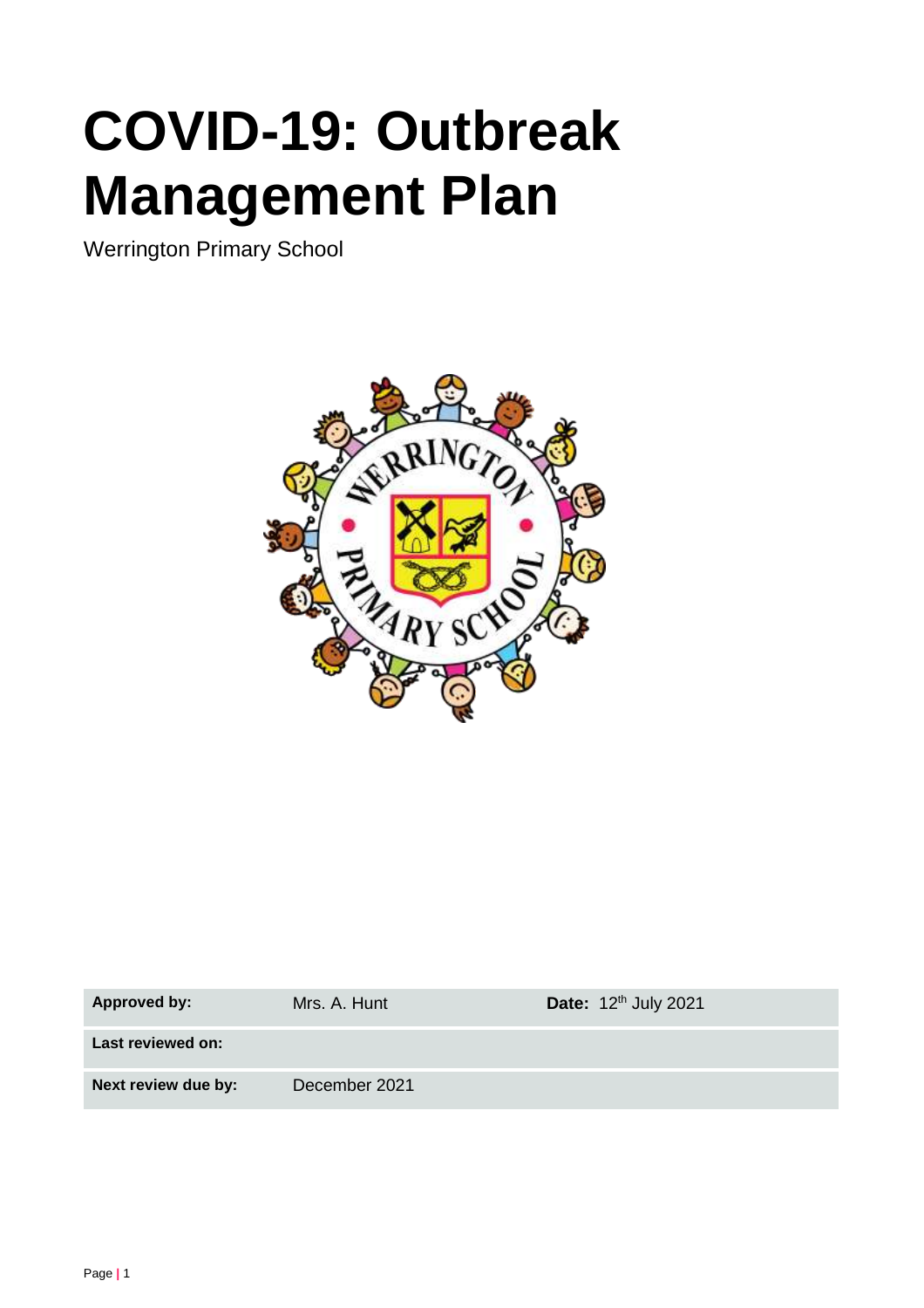# COVID-19: Outbreak Management Plan

Werrington Primary School

| | | | |
|---|---|---|---|
| **Approved by:** | Mrs. A. Hunt | **Date:** 12th July 2021 | |
| **Last reviewed on:** | | | |
| **Next review due by:** | December 2021 | | |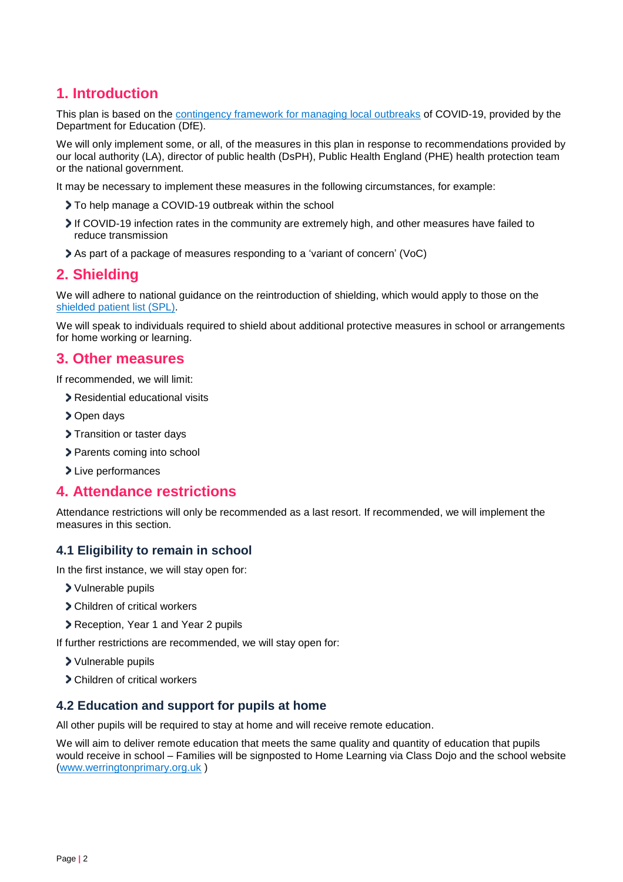## 1. Introduction

This plan is based on the [contingency framework for managing local outbreaks] of COVID-19, provided by the Department for Education (DfE).

We will only implement some, or all, of the measures in this plan in response to recommendations provided by our local authority (LA), director of public health (DsPH), Public Health England (PHE) health protection team or the national government.

It may be necessary to implement these measures in the following circumstances, for example:

- To help manage a COVID-19 outbreak within the school
- If COVID-19 infection rates in the community are extremely high, and other measures have failed to reduce transmission
- As part of a package of measures responding to a 'variant of concern' (VoC)

## 2. Shielding

We will adhere to national guidance on the reintroduction of shielding, which would apply to those on the shielded patient list (SPL).

We will speak to individuals required to shield about additional protective measures in school or arrangements for home working or learning.

## 3. Other measures

If recommended, we will limit:

- Residential educational visits
- Open days
- Transition or taster days
- Parents coming into school
- Live performances

## 4. Attendance restrictions

Attendance restrictions will only be recommended as a last resort. If recommended, we will implement the measures in this section.

### 4.1 Eligibility to remain in school

In the first instance, we will stay open for:

- Vulnerable pupils
- Children of critical workers
- Reception, Year 1 and Year 2 pupils

If further restrictions are recommended, we will stay open for:

- Vulnerable pupils
- Children of critical workers

### 4.2 Education and support for pupils at home

All other pupils will be required to stay at home and will receive remote education.

We will aim to deliver remote education that meets the same quality and quantity of education that pupils would receive in school – Families will be signposted to Home Learning via Class Dojo and the school website (www.werringtonprimary.org.uk )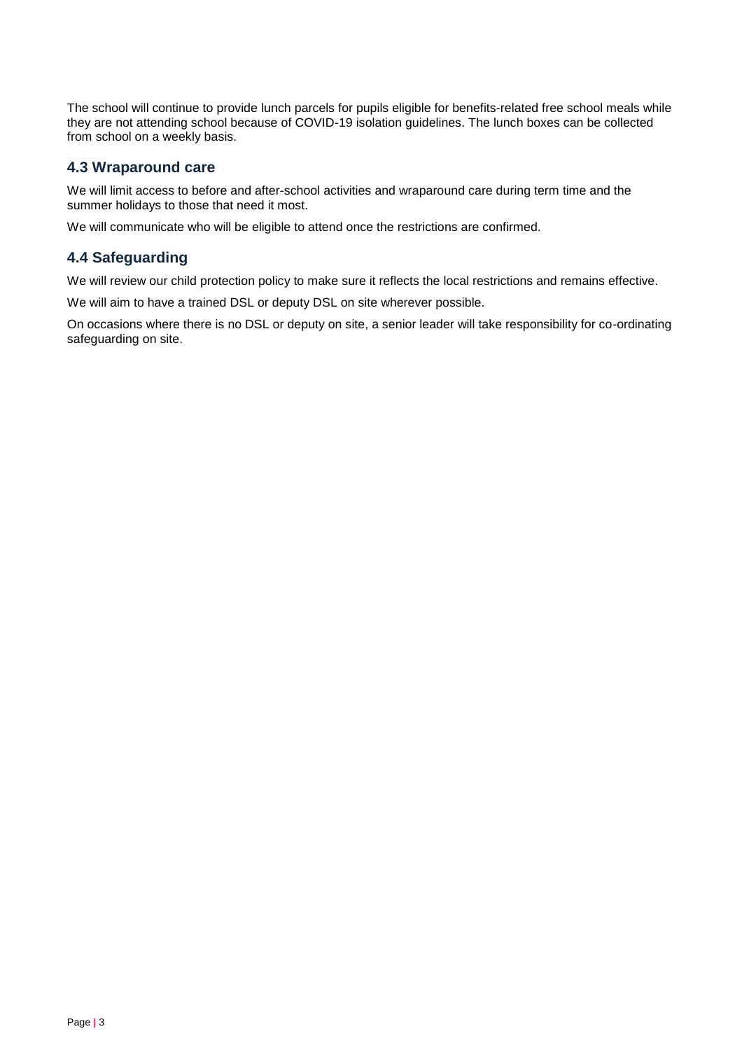The school will continue to provide lunch parcels for pupils eligible for benefits-related free school meals while they are not attending school because of COVID-19 isolation guidelines. The lunch boxes can be collected from school on a weekly basis.

### 4.3 Wraparound care

We will limit access to before and after-school activities and wraparound care during term time and the summer holidays to those that need it most.

We will communicate who will be eligible to attend once the restrictions are confirmed.

### 4.4 Safeguarding

We will review our child protection policy to make sure it reflects the local restrictions and remains effective.

We will aim to have a trained DSL or deputy DSL on site wherever possible.

On occasions where there is no DSL or deputy on site, a senior leader will take responsibility for co-ordinating safeguarding on site.